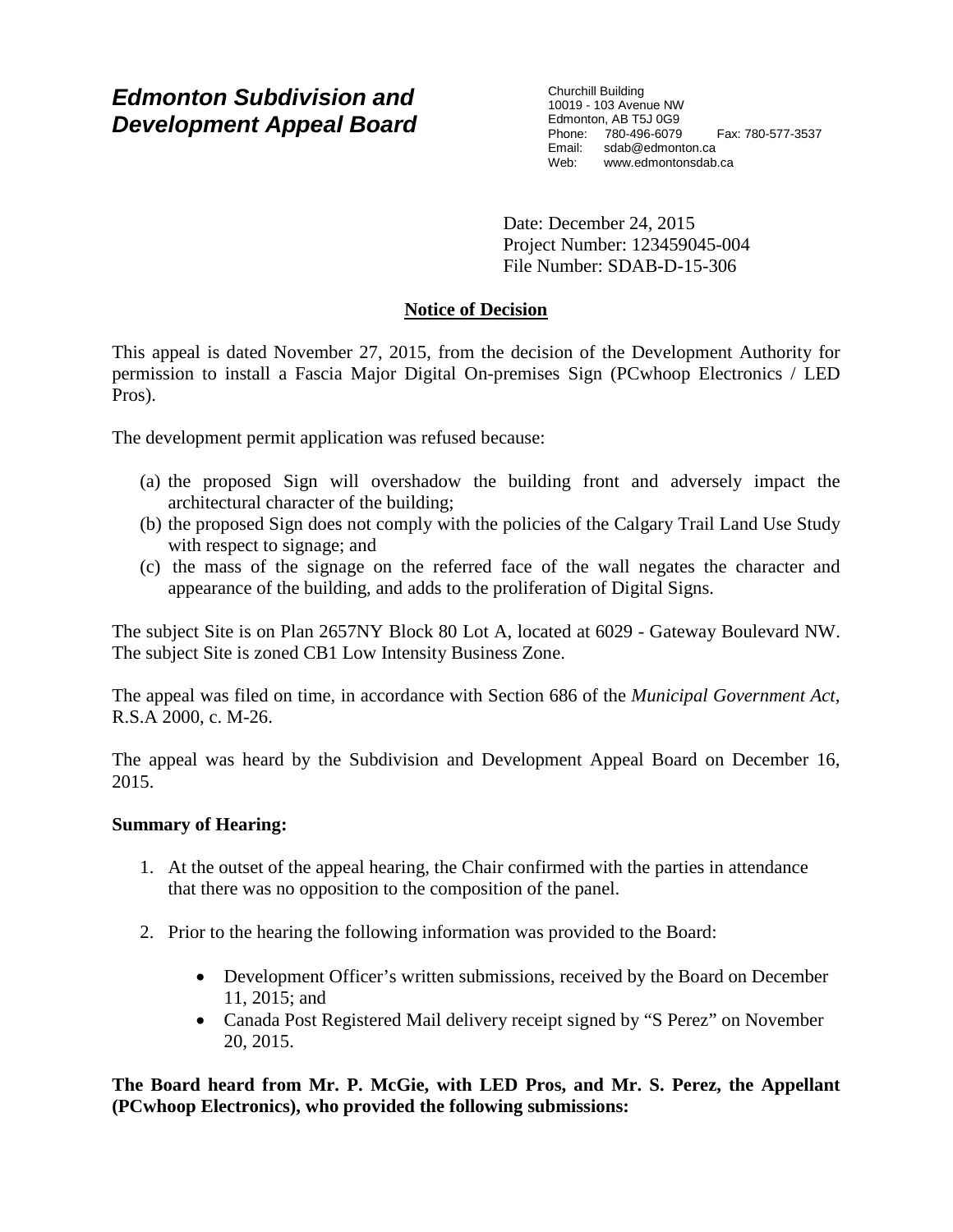# Edmonton Subdivision and Development Appeal Board

Churchill Building
10019 - 103 Avenue NW
Edmonton, AB T5J 0G9
Phone: 780-496-6079 Fax: 780-577-3537
Email: sdab@edmonton.ca
Web: www.edmontonsdab.ca

Date: December 24, 2015
Project Number: 123459045-004
File Number: SDAB-D-15-306

## Notice of Decision

This appeal is dated November 27, 2015, from the decision of the Development Authority for permission to install a Fascia Major Digital On-premises Sign (PCwhoop Electronics / LED Pros).

The development permit application was refused because:

(a) the proposed Sign will overshadow the building front and adversely impact the architectural character of the building;
(b) the proposed Sign does not comply with the policies of the Calgary Trail Land Use Study with respect to signage; and
(c) the mass of the signage on the referred face of the wall negates the character and appearance of the building, and adds to the proliferation of Digital Signs.

The subject Site is on Plan 2657NY Block 80 Lot A, located at 6029 - Gateway Boulevard NW. The subject Site is zoned CB1 Low Intensity Business Zone.

The appeal was filed on time, in accordance with Section 686 of the *Municipal Government Act*, R.S.A 2000, c. M-26.

The appeal was heard by the Subdivision and Development Appeal Board on December 16, 2015.

**Summary of Hearing:**

1. At the outset of the appeal hearing, the Chair confirmed with the parties in attendance that there was no opposition to the composition of the panel.

2. Prior to the hearing the following information was provided to the Board:

   - Development Officer's written submissions, received by the Board on December 11, 2015; and
   - Canada Post Registered Mail delivery receipt signed by "S Perez" on November 20, 2015.

**The Board heard from Mr. P. McGie, with LED Pros, and Mr. S. Perez, the Appellant (PCwhoop Electronics), who provided the following submissions:**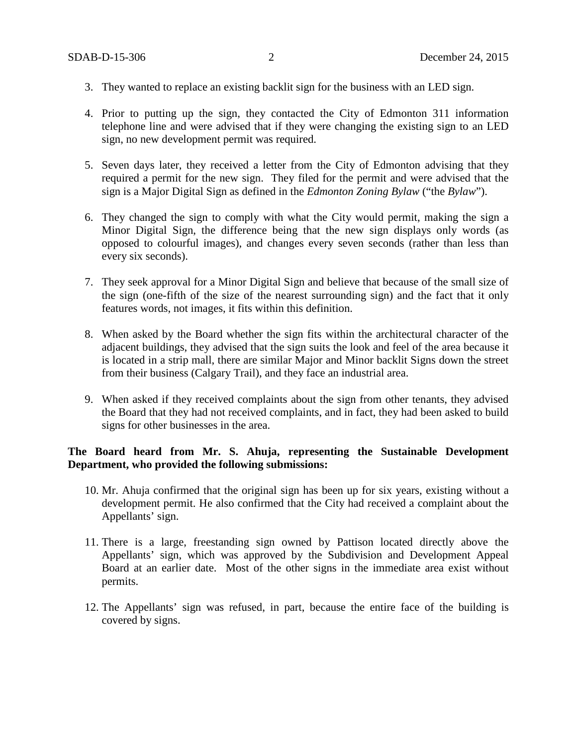3. They wanted to replace an existing backlit sign for the business with an LED sign.

4. Prior to putting up the sign, they contacted the City of Edmonton 311 information telephone line and were advised that if they were changing the existing sign to an LED sign, no new development permit was required.

5. Seven days later, they received a letter from the City of Edmonton advising that they required a permit for the new sign. They filed for the permit and were advised that the sign is a Major Digital Sign as defined in the *Edmonton Zoning Bylaw* ("the *Bylaw*").

6. They changed the sign to comply with what the City would permit, making the sign a Minor Digital Sign, the difference being that the new sign displays only words (as opposed to colourful images), and changes every seven seconds (rather than less than every six seconds).

7. They seek approval for a Minor Digital Sign and believe that because of the small size of the sign (one-fifth of the size of the nearest surrounding sign) and the fact that it only features words, not images, it fits within this definition.

8. When asked by the Board whether the sign fits within the architectural character of the adjacent buildings, they advised that the sign suits the look and feel of the area because it is located in a strip mall, there are similar Major and Minor backlit Signs down the street from their business (Calgary Trail), and they face an industrial area.

9. When asked if they received complaints about the sign from other tenants, they advised the Board that they had not received complaints, and in fact, they had been asked to build signs for other businesses in the area.

**The Board heard from Mr. S. Ahuja, representing the Sustainable Development Department, who provided the following submissions:**

10. Mr. Ahuja confirmed that the original sign has been up for six years, existing without a development permit. He also confirmed that the City had received a complaint about the Appellants' sign.

11. There is a large, freestanding sign owned by Pattison located directly above the Appellants' sign, which was approved by the Subdivision and Development Appeal Board at an earlier date. Most of the other signs in the immediate area exist without permits.

12. The Appellants' sign was refused, in part, because the entire face of the building is covered by signs.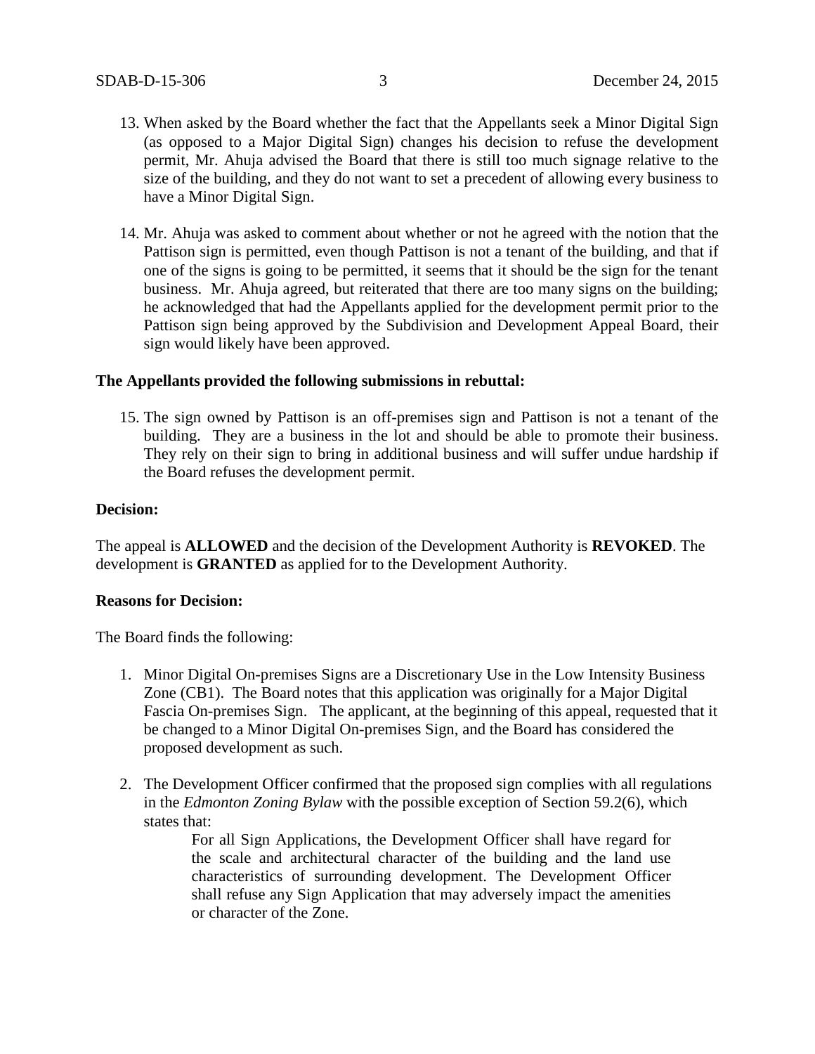13. When asked by the Board whether the fact that the Appellants seek a Minor Digital Sign (as opposed to a Major Digital Sign) changes his decision to refuse the development permit, Mr. Ahuja advised the Board that there is still too much signage relative to the size of the building, and they do not want to set a precedent of allowing every business to have a Minor Digital Sign.

14. Mr. Ahuja was asked to comment about whether or not he agreed with the notion that the Pattison sign is permitted, even though Pattison is not a tenant of the building, and that if one of the signs is going to be permitted, it seems that it should be the sign for the tenant business. Mr. Ahuja agreed, but reiterated that there are too many signs on the building; he acknowledged that had the Appellants applied for the development permit prior to the Pattison sign being approved by the Subdivision and Development Appeal Board, their sign would likely have been approved.

**The Appellants provided the following submissions in rebuttal:**

15. The sign owned by Pattison is an off-premises sign and Pattison is not a tenant of the building. They are a business in the lot and should be able to promote their business. They rely on their sign to bring in additional business and will suffer undue hardship if the Board refuses the development permit.

**Decision:**

The appeal is **ALLOWED** and the decision of the Development Authority is **REVOKED**. The development is **GRANTED** as applied for to the Development Authority.

**Reasons for Decision:**

The Board finds the following:

1. Minor Digital On-premises Signs are a Discretionary Use in the Low Intensity Business Zone (CB1). The Board notes that this application was originally for a Major Digital Fascia On-premises Sign. The applicant, at the beginning of this appeal, requested that it be changed to a Minor Digital On-premises Sign, and the Board has considered the proposed development as such.

2. The Development Officer confirmed that the proposed sign complies with all regulations in the *Edmonton Zoning Bylaw* with the possible exception of Section 59.2(6), which states that:

   > For all Sign Applications, the Development Officer shall have regard for the scale and architectural character of the building and the land use characteristics of surrounding development. The Development Officer shall refuse any Sign Application that may adversely impact the amenities or character of the Zone.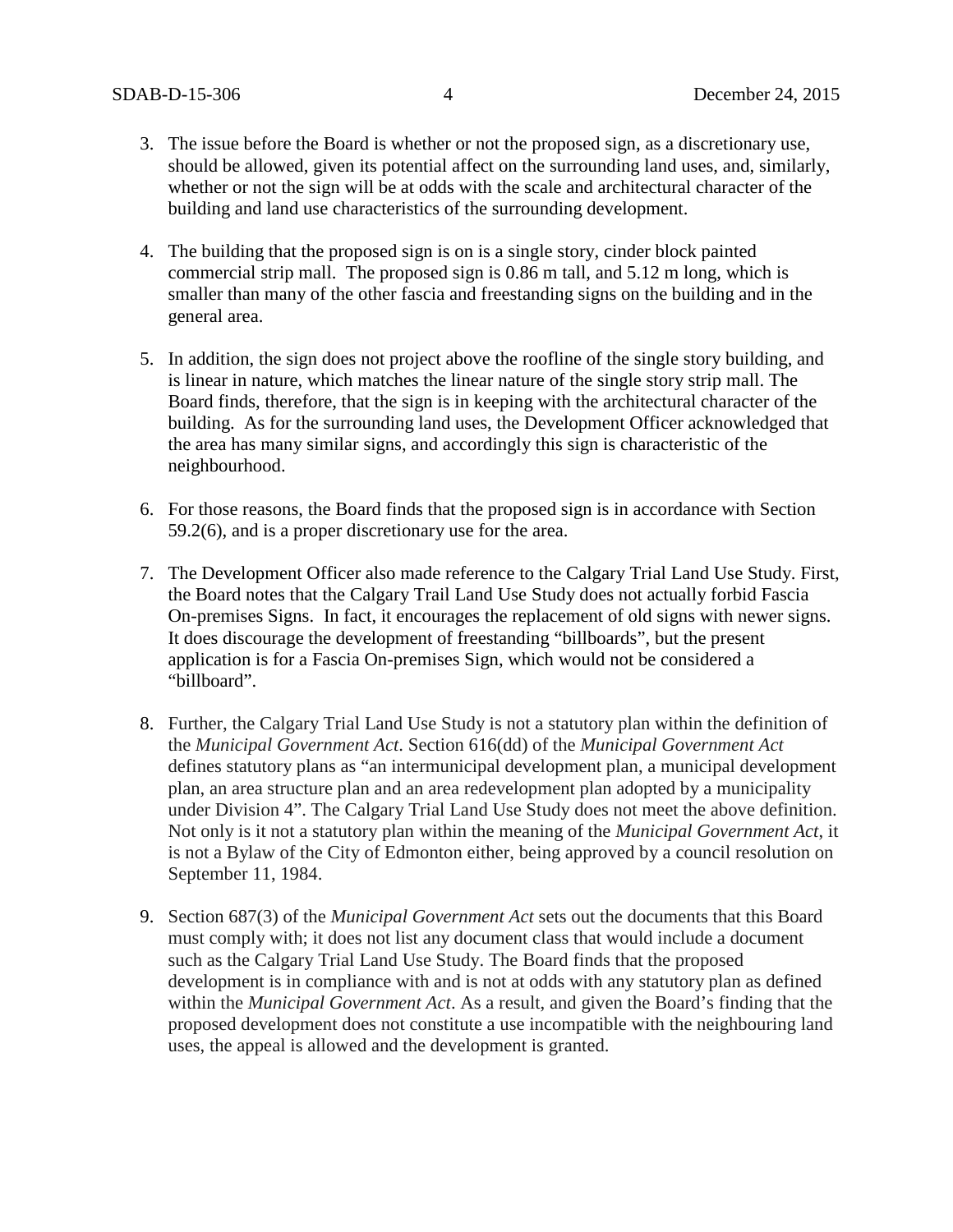3. The issue before the Board is whether or not the proposed sign, as a discretionary use, should be allowed, given its potential affect on the surrounding land uses, and, similarly, whether or not the sign will be at odds with the scale and architectural character of the building and land use characteristics of the surrounding development.

4. The building that the proposed sign is on is a single story, cinder block painted commercial strip mall. The proposed sign is 0.86 m tall, and 5.12 m long, which is smaller than many of the other fascia and freestanding signs on the building and in the general area.

5. In addition, the sign does not project above the roofline of the single story building, and is linear in nature, which matches the linear nature of the single story strip mall. The Board finds, therefore, that the sign is in keeping with the architectural character of the building. As for the surrounding land uses, the Development Officer acknowledged that the area has many similar signs, and accordingly this sign is characteristic of the neighbourhood.

6. For those reasons, the Board finds that the proposed sign is in accordance with Section 59.2(6), and is a proper discretionary use for the area.

7. The Development Officer also made reference to the Calgary Trial Land Use Study. First, the Board notes that the Calgary Trail Land Use Study does not actually forbid Fascia On-premises Signs. In fact, it encourages the replacement of old signs with newer signs. It does discourage the development of freestanding "billboards", but the present application is for a Fascia On-premises Sign, which would not be considered a "billboard".

8. Further, the Calgary Trial Land Use Study is not a statutory plan within the definition of the *Municipal Government Act*. Section 616(dd) of the *Municipal Government Act* defines statutory plans as "an intermunicipal development plan, a municipal development plan, an area structure plan and an area redevelopment plan adopted by a municipality under Division 4". The Calgary Trail Land Use Study does not meet the above definition. Not only is it not a statutory plan within the meaning of the *Municipal Government Act*, it is not a Bylaw of the City of Edmonton either, being approved by a council resolution on September 11, 1984.

9. Section 687(3) of the *Municipal Government Act* sets out the documents that this Board must comply with; it does not list any document class that would include a document such as the Calgary Trial Land Use Study. The Board finds that the proposed development is in compliance with and is not at odds with any statutory plan as defined within the *Municipal Government Act*. As a result, and given the Board's finding that the proposed development does not constitute a use incompatible with the neighbouring land uses, the appeal is allowed and the development is granted.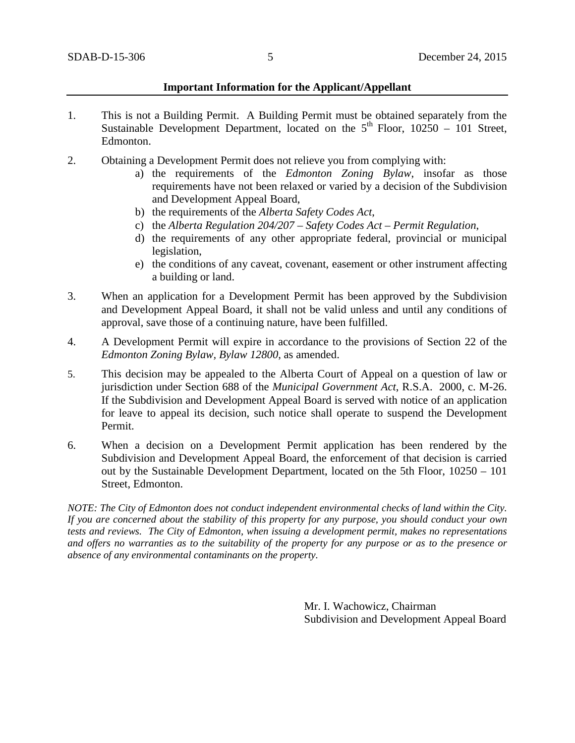**Important Information for the Applicant/Appellant**

1. This is not a Building Permit. A Building Permit must be obtained separately from the Sustainable Development Department, located on the 5th Floor, 10250 – 101 Street, Edmonton.

2. Obtaining a Development Permit does not relieve you from complying with:
   a) the requirements of the *Edmonton Zoning Bylaw*, insofar as those requirements have not been relaxed or varied by a decision of the Subdivision and Development Appeal Board,
   b) the requirements of the *Alberta Safety Codes Act*,
   c) the *Alberta Regulation 204/207 – Safety Codes Act – Permit Regulation*,
   d) the requirements of any other appropriate federal, provincial or municipal legislation,
   e) the conditions of any caveat, covenant, easement or other instrument affecting a building or land.

3. When an application for a Development Permit has been approved by the Subdivision and Development Appeal Board, it shall not be valid unless and until any conditions of approval, save those of a continuing nature, have been fulfilled.

4. A Development Permit will expire in accordance to the provisions of Section 22 of the *Edmonton Zoning Bylaw, Bylaw 12800*, as amended.

5. This decision may be appealed to the Alberta Court of Appeal on a question of law or jurisdiction under Section 688 of the *Municipal Government Act*, R.S.A. 2000, c. M-26. If the Subdivision and Development Appeal Board is served with notice of an application for leave to appeal its decision, such notice shall operate to suspend the Development Permit.

6. When a decision on a Development Permit application has been rendered by the Subdivision and Development Appeal Board, the enforcement of that decision is carried out by the Sustainable Development Department, located on the 5th Floor, 10250 – 101 Street, Edmonton.

*NOTE: The City of Edmonton does not conduct independent environmental checks of land within the City. If you are concerned about the stability of this property for any purpose, you should conduct your own tests and reviews. The City of Edmonton, when issuing a development permit, makes no representations and offers no warranties as to the suitability of the property for any purpose or as to the presence or absence of any environmental contaminants on the property.*

Mr. I. Wachowicz, Chairman
Subdivision and Development Appeal Board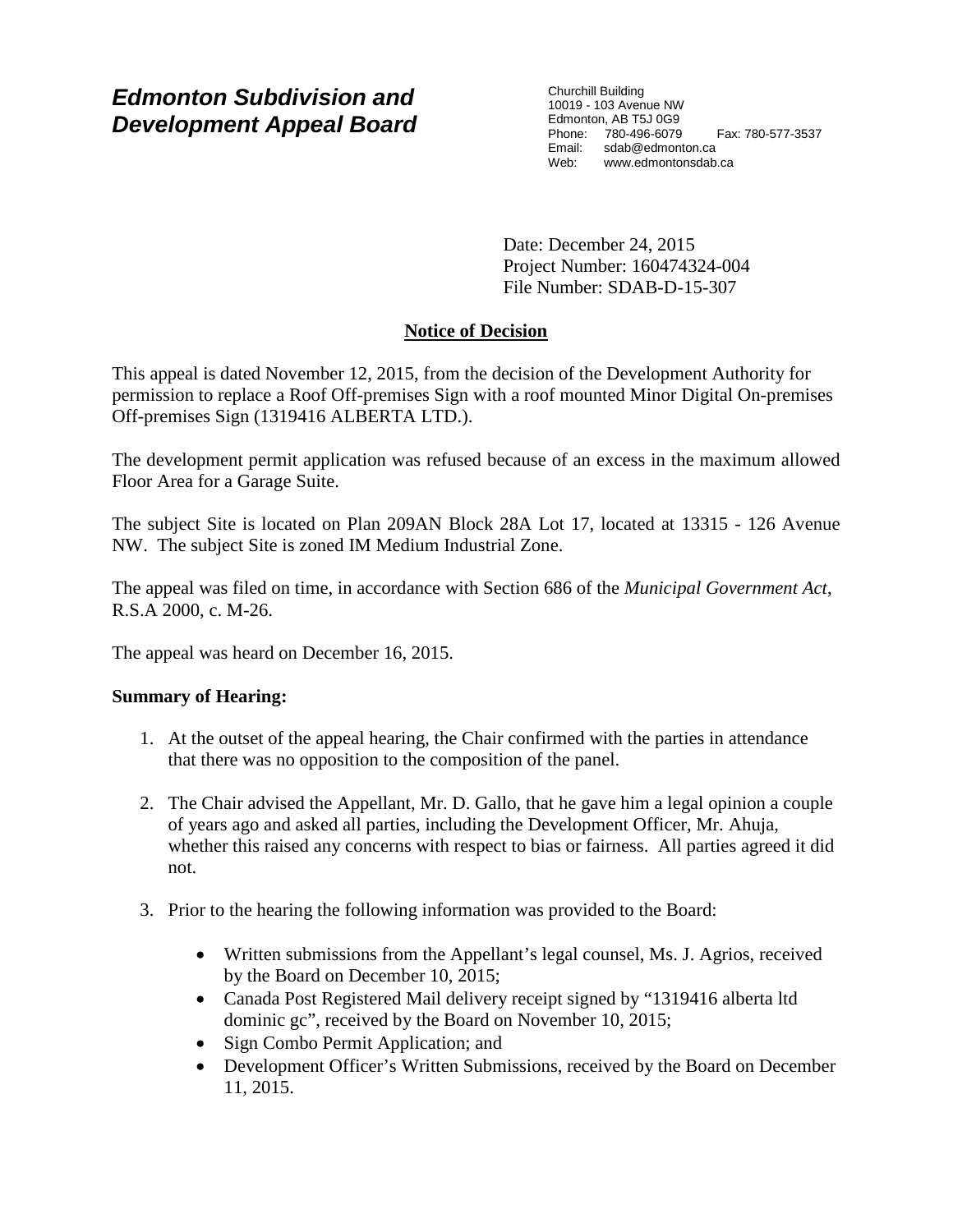# Edmonton Subdivision and Development Appeal Board

Churchill Building
10019 - 103 Avenue NW
Edmonton, AB T5J 0G9
Phone: 780-496-6079 Fax: 780-577-3537
Email: sdab@edmonton.ca
Web: www.edmontonsdab.ca

Date: December 24, 2015
Project Number: 160474324-004
File Number: SDAB-D-15-307

## Notice of Decision

This appeal is dated November 12, 2015, from the decision of the Development Authority for permission to replace a Roof Off-premises Sign with a roof mounted Minor Digital On-premises Off-premises Sign (1319416 ALBERTA LTD.).

The development permit application was refused because of an excess in the maximum allowed Floor Area for a Garage Suite.

The subject Site is located on Plan 209AN Block 28A Lot 17, located at 13315 - 126 Avenue NW. The subject Site is zoned IM Medium Industrial Zone.

The appeal was filed on time, in accordance with Section 686 of the *Municipal Government Act*, R.S.A 2000, c. M-26.

The appeal was heard on December 16, 2015.

**Summary of Hearing:**

1. At the outset of the appeal hearing, the Chair confirmed with the parties in attendance that there was no opposition to the composition of the panel.

2. The Chair advised the Appellant, Mr. D. Gallo, that he gave him a legal opinion a couple of years ago and asked all parties, including the Development Officer, Mr. Ahuja, whether this raised any concerns with respect to bias or fairness. All parties agreed it did not.

3. Prior to the hearing the following information was provided to the Board:

   - Written submissions from the Appellant's legal counsel, Ms. J. Agrios, received by the Board on December 10, 2015;
   - Canada Post Registered Mail delivery receipt signed by "1319416 alberta ltd dominic gc", received by the Board on November 10, 2015;
   - Sign Combo Permit Application; and
   - Development Officer's Written Submissions, received by the Board on December 11, 2015.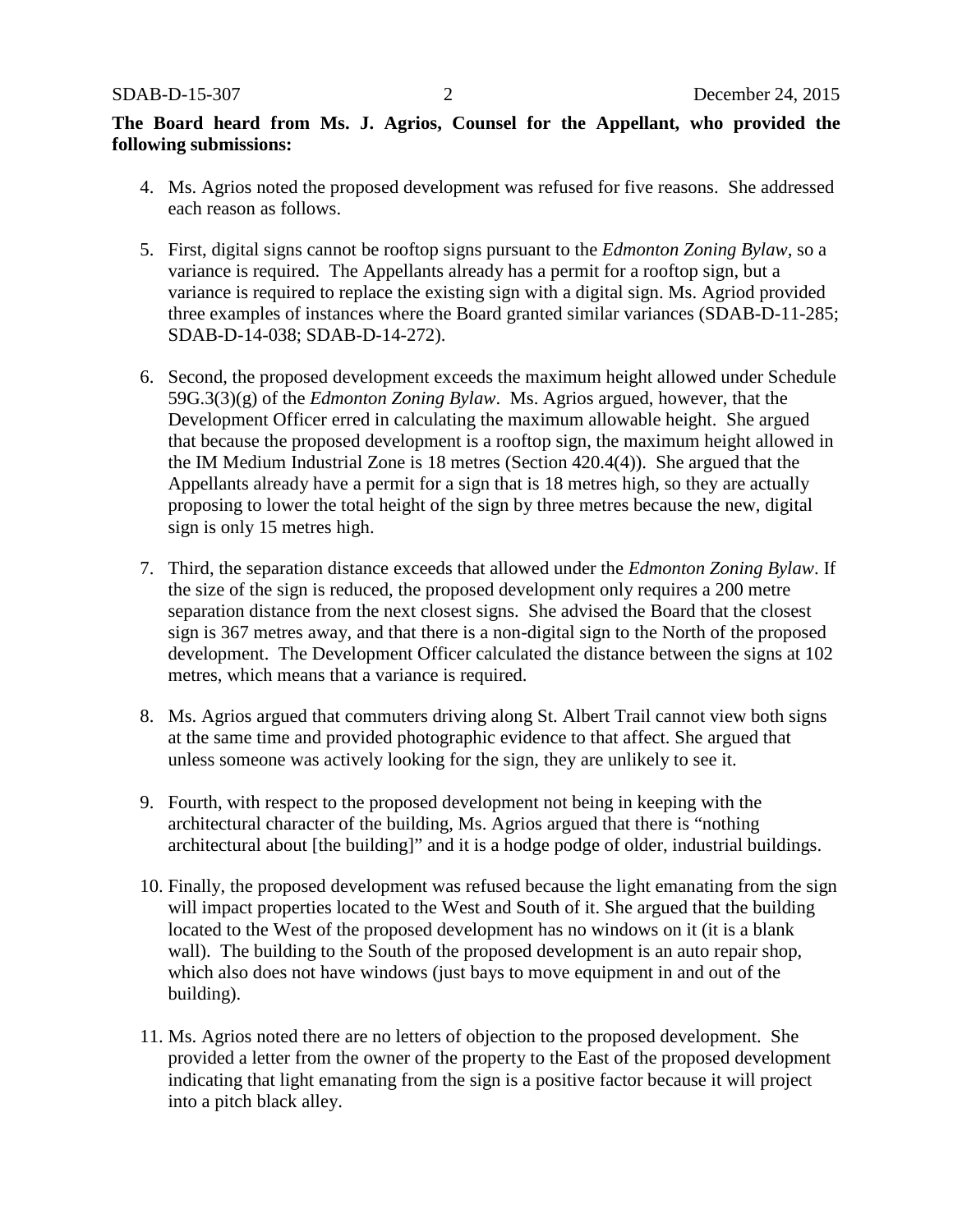**The Board heard from Ms. J. Agrios, Counsel for the Appellant, who provided the following submissions:**

4. Ms. Agrios noted the proposed development was refused for five reasons. She addressed each reason as follows.

5. First, digital signs cannot be rooftop signs pursuant to the *Edmonton Zoning Bylaw*, so a variance is required. The Appellants already has a permit for a rooftop sign, but a variance is required to replace the existing sign with a digital sign. Ms. Agriod provided three examples of instances where the Board granted similar variances (SDAB-D-11-285; SDAB-D-14-038; SDAB-D-14-272).

6. Second, the proposed development exceeds the maximum height allowed under Schedule 59G.3(3)(g) of the *Edmonton Zoning Bylaw*. Ms. Agrios argued, however, that the Development Officer erred in calculating the maximum allowable height. She argued that because the proposed development is a rooftop sign, the maximum height allowed in the IM Medium Industrial Zone is 18 metres (Section 420.4(4)). She argued that the Appellants already have a permit for a sign that is 18 metres high, so they are actually proposing to lower the total height of the sign by three metres because the new, digital sign is only 15 metres high.

7. Third, the separation distance exceeds that allowed under the *Edmonton Zoning Bylaw*. If the size of the sign is reduced, the proposed development only requires a 200 metre separation distance from the next closest signs. She advised the Board that the closest sign is 367 metres away, and that there is a non-digital sign to the North of the proposed development. The Development Officer calculated the distance between the signs at 102 metres, which means that a variance is required.

8. Ms. Agrios argued that commuters driving along St. Albert Trail cannot view both signs at the same time and provided photographic evidence to that affect. She argued that unless someone was actively looking for the sign, they are unlikely to see it.

9. Fourth, with respect to the proposed development not being in keeping with the architectural character of the building, Ms. Agrios argued that there is "nothing architectural about [the building]" and it is a hodge podge of older, industrial buildings.

10. Finally, the proposed development was refused because the light emanating from the sign will impact properties located to the West and South of it. She argued that the building located to the West of the proposed development has no windows on it (it is a blank wall). The building to the South of the proposed development is an auto repair shop, which also does not have windows (just bays to move equipment in and out of the building).

11. Ms. Agrios noted there are no letters of objection to the proposed development. She provided a letter from the owner of the property to the East of the proposed development indicating that light emanating from the sign is a positive factor because it will project into a pitch black alley.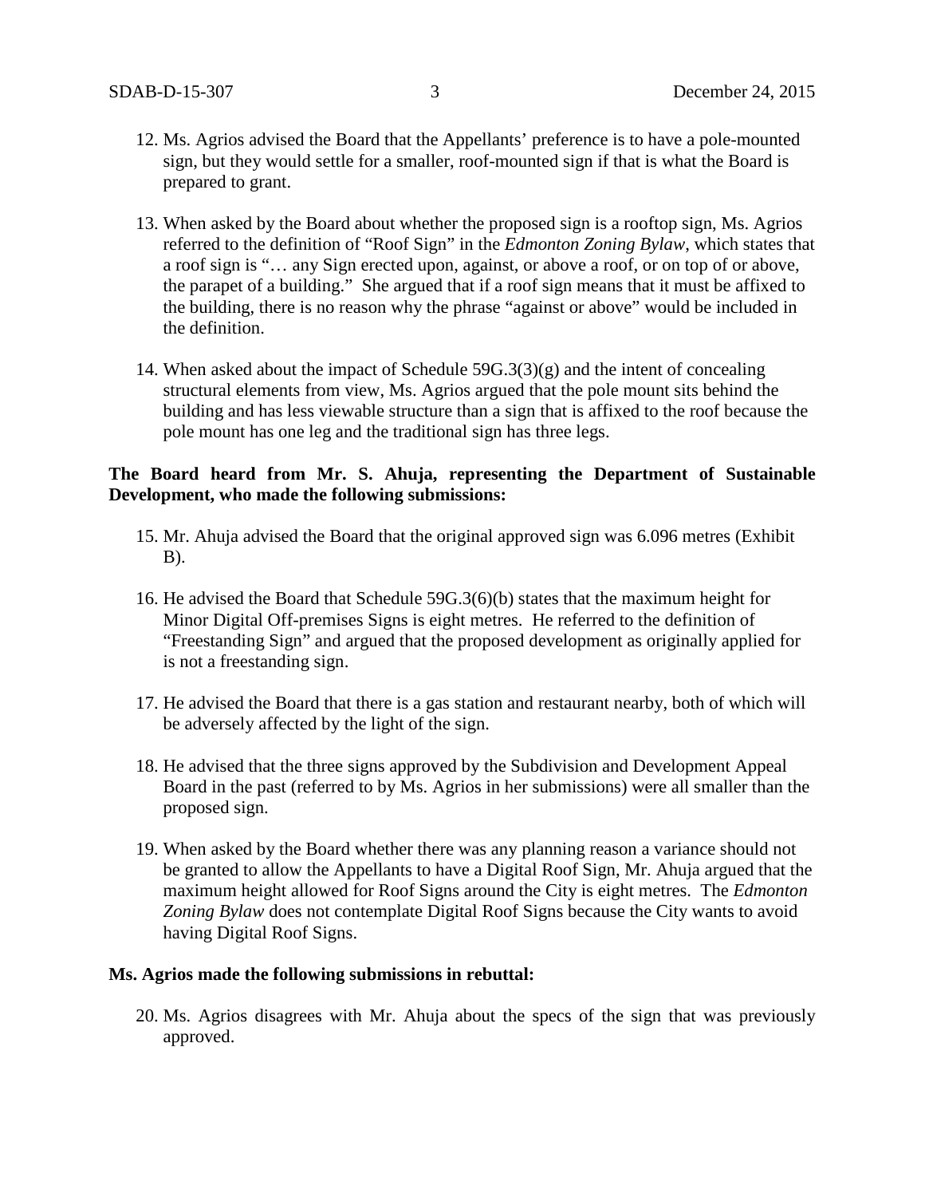12. Ms. Agrios advised the Board that the Appellants' preference is to have a pole-mounted sign, but they would settle for a smaller, roof-mounted sign if that is what the Board is prepared to grant.

13. When asked by the Board about whether the proposed sign is a rooftop sign, Ms. Agrios referred to the definition of "Roof Sign" in the *Edmonton Zoning Bylaw*, which states that a roof sign is "… any Sign erected upon, against, or above a roof, or on top of or above, the parapet of a building." She argued that if a roof sign means that it must be affixed to the building, there is no reason why the phrase "against or above" would be included in the definition.

14. When asked about the impact of Schedule 59G.3(3)(g) and the intent of concealing structural elements from view, Ms. Agrios argued that the pole mount sits behind the building and has less viewable structure than a sign that is affixed to the roof because the pole mount has one leg and the traditional sign has three legs.

**The Board heard from Mr. S. Ahuja, representing the Department of Sustainable Development, who made the following submissions:**

15. Mr. Ahuja advised the Board that the original approved sign was 6.096 metres (Exhibit B).

16. He advised the Board that Schedule 59G.3(6)(b) states that the maximum height for Minor Digital Off-premises Signs is eight metres. He referred to the definition of "Freestanding Sign" and argued that the proposed development as originally applied for is not a freestanding sign.

17. He advised the Board that there is a gas station and restaurant nearby, both of which will be adversely affected by the light of the sign.

18. He advised that the three signs approved by the Subdivision and Development Appeal Board in the past (referred to by Ms. Agrios in her submissions) were all smaller than the proposed sign.

19. When asked by the Board whether there was any planning reason a variance should not be granted to allow the Appellants to have a Digital Roof Sign, Mr. Ahuja argued that the maximum height allowed for Roof Signs around the City is eight metres. The *Edmonton Zoning Bylaw* does not contemplate Digital Roof Signs because the City wants to avoid having Digital Roof Signs.

**Ms. Agrios made the following submissions in rebuttal:**

20. Ms. Agrios disagrees with Mr. Ahuja about the specs of the sign that was previously approved.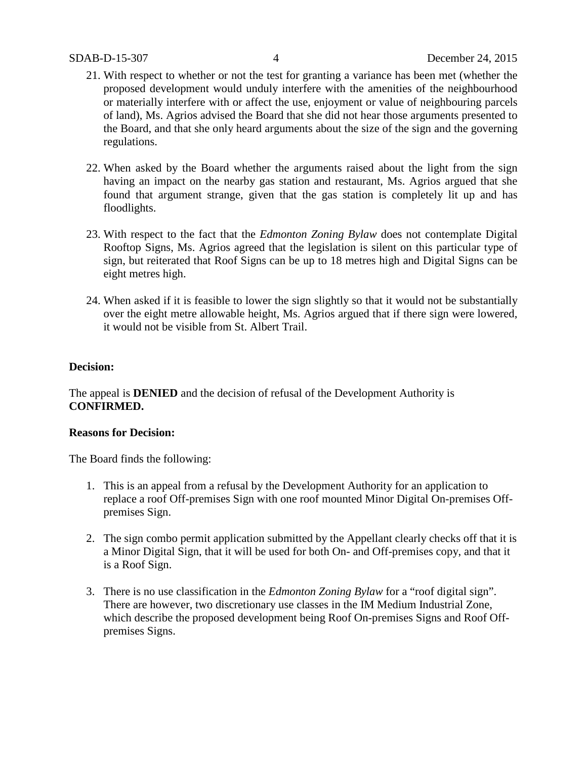21. With respect to whether or not the test for granting a variance has been met (whether the proposed development would unduly interfere with the amenities of the neighbourhood or materially interfere with or affect the use, enjoyment or value of neighbouring parcels of land), Ms. Agrios advised the Board that she did not hear those arguments presented to the Board, and that she only heard arguments about the size of the sign and the governing regulations.

22. When asked by the Board whether the arguments raised about the light from the sign having an impact on the nearby gas station and restaurant, Ms. Agrios argued that she found that argument strange, given that the gas station is completely lit up and has floodlights.

23. With respect to the fact that the *Edmonton Zoning Bylaw* does not contemplate Digital Rooftop Signs, Ms. Agrios agreed that the legislation is silent on this particular type of sign, but reiterated that Roof Signs can be up to 18 metres high and Digital Signs can be eight metres high.

24. When asked if it is feasible to lower the sign slightly so that it would not be substantially over the eight metre allowable height, Ms. Agrios argued that if there sign were lowered, it would not be visible from St. Albert Trail.

**Decision:**

The appeal is **DENIED** and the decision of refusal of the Development Authority is **CONFIRMED.**

**Reasons for Decision:**

The Board finds the following:

1. This is an appeal from a refusal by the Development Authority for an application to replace a roof Off-premises Sign with one roof mounted Minor Digital On-premises Off-premises Sign.

2. The sign combo permit application submitted by the Appellant clearly checks off that it is a Minor Digital Sign, that it will be used for both On- and Off-premises copy, and that it is a Roof Sign.

3. There is no use classification in the *Edmonton Zoning Bylaw* for a "roof digital sign". There are however, two discretionary use classes in the IM Medium Industrial Zone, which describe the proposed development being Roof On-premises Signs and Roof Off-premises Signs.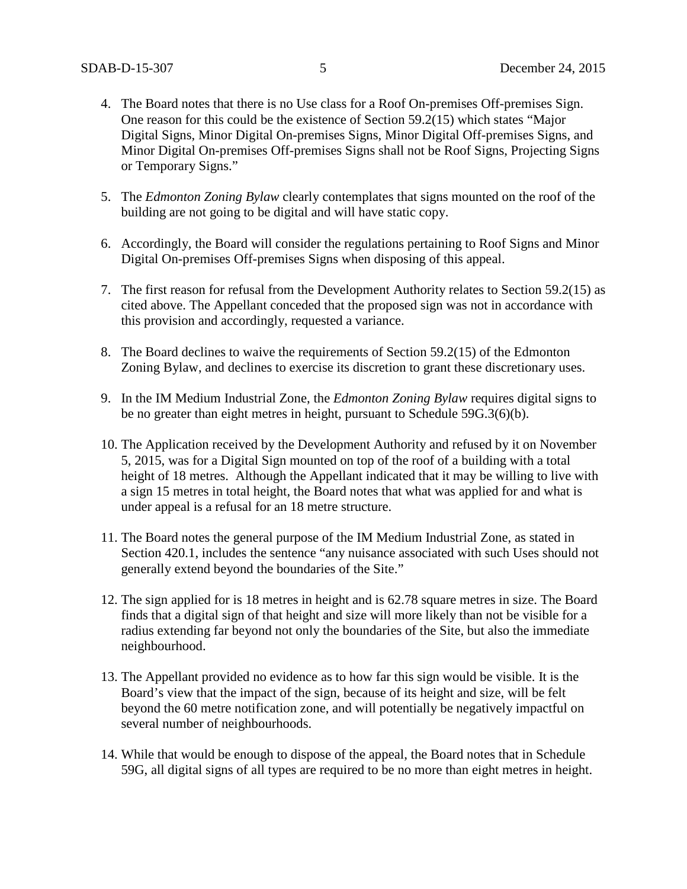4. The Board notes that there is no Use class for a Roof On-premises Off-premises Sign. One reason for this could be the existence of Section 59.2(15) which states "Major Digital Signs, Minor Digital On-premises Signs, Minor Digital Off-premises Signs, and Minor Digital On-premises Off-premises Signs shall not be Roof Signs, Projecting Signs or Temporary Signs."

5. The *Edmonton Zoning Bylaw* clearly contemplates that signs mounted on the roof of the building are not going to be digital and will have static copy.

6. Accordingly, the Board will consider the regulations pertaining to Roof Signs and Minor Digital On-premises Off-premises Signs when disposing of this appeal.

7. The first reason for refusal from the Development Authority relates to Section 59.2(15) as cited above. The Appellant conceded that the proposed sign was not in accordance with this provision and accordingly, requested a variance.

8. The Board declines to waive the requirements of Section 59.2(15) of the Edmonton Zoning Bylaw, and declines to exercise its discretion to grant these discretionary uses.

9. In the IM Medium Industrial Zone, the *Edmonton Zoning Bylaw* requires digital signs to be no greater than eight metres in height, pursuant to Schedule 59G.3(6)(b).

10. The Application received by the Development Authority and refused by it on November 5, 2015, was for a Digital Sign mounted on top of the roof of a building with a total height of 18 metres. Although the Appellant indicated that it may be willing to live with a sign 15 metres in total height, the Board notes that what was applied for and what is under appeal is a refusal for an 18 metre structure.

11. The Board notes the general purpose of the IM Medium Industrial Zone, as stated in Section 420.1, includes the sentence "any nuisance associated with such Uses should not generally extend beyond the boundaries of the Site."

12. The sign applied for is 18 metres in height and is 62.78 square metres in size. The Board finds that a digital sign of that height and size will more likely than not be visible for a radius extending far beyond not only the boundaries of the Site, but also the immediate neighbourhood.

13. The Appellant provided no evidence as to how far this sign would be visible. It is the Board's view that the impact of the sign, because of its height and size, will be felt beyond the 60 metre notification zone, and will potentially be negatively impactful on several number of neighbourhoods.

14. While that would be enough to dispose of the appeal, the Board notes that in Schedule 59G, all digital signs of all types are required to be no more than eight metres in height.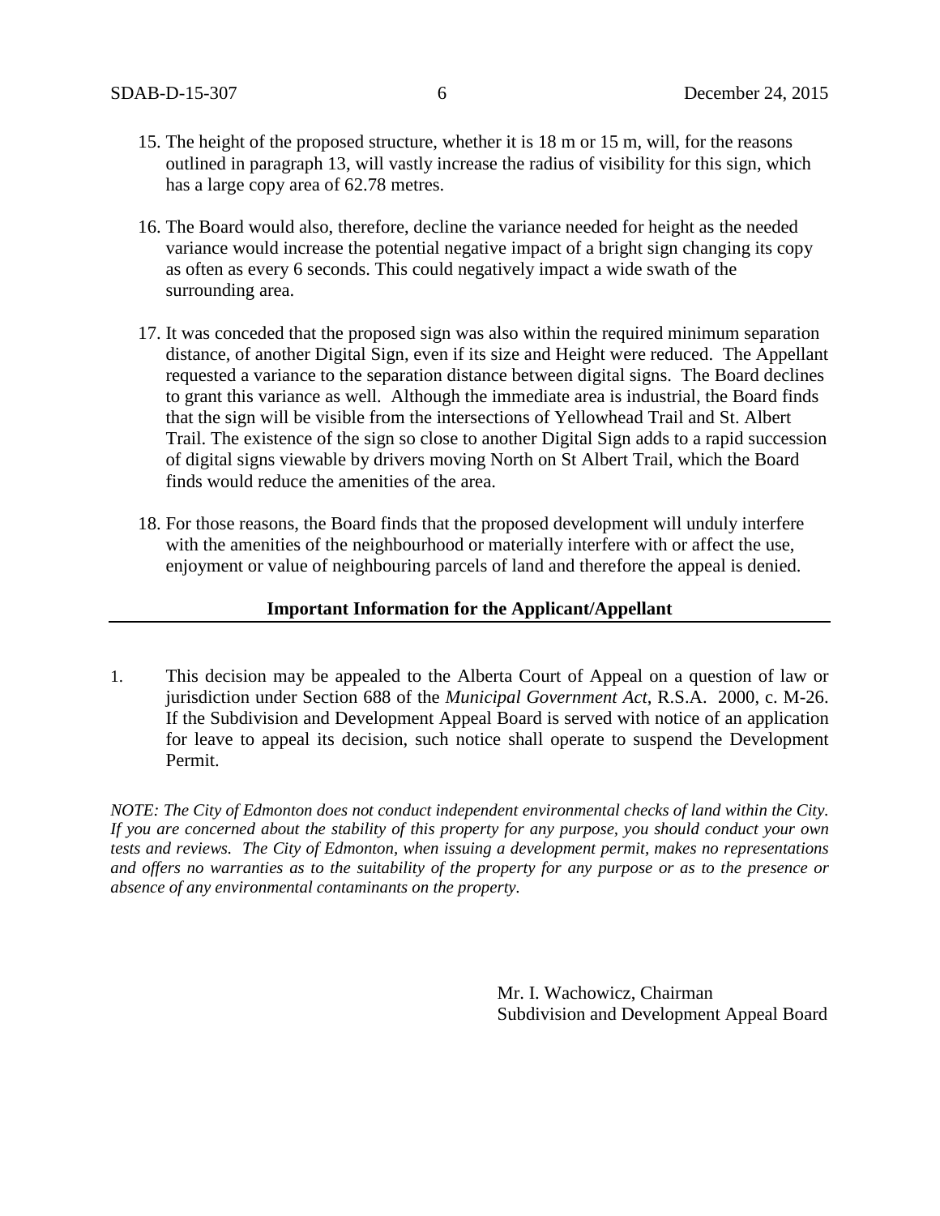15. The height of the proposed structure, whether it is 18 m or 15 m, will, for the reasons outlined in paragraph 13, will vastly increase the radius of visibility for this sign, which has a large copy area of 62.78 metres.

16. The Board would also, therefore, decline the variance needed for height as the needed variance would increase the potential negative impact of a bright sign changing its copy as often as every 6 seconds. This could negatively impact a wide swath of the surrounding area.

17. It was conceded that the proposed sign was also within the required minimum separation distance, of another Digital Sign, even if its size and Height were reduced. The Appellant requested a variance to the separation distance between digital signs. The Board declines to grant this variance as well. Although the immediate area is industrial, the Board finds that the sign will be visible from the intersections of Yellowhead Trail and St. Albert Trail. The existence of the sign so close to another Digital Sign adds to a rapid succession of digital signs viewable by drivers moving North on St Albert Trail, which the Board finds would reduce the amenities of the area.

18. For those reasons, the Board finds that the proposed development will unduly interfere with the amenities of the neighbourhood or materially interfere with or affect the use, enjoyment or value of neighbouring parcels of land and therefore the appeal is denied.

## Important Information for the Applicant/Appellant

1. This decision may be appealed to the Alberta Court of Appeal on a question of law or jurisdiction under Section 688 of the *Municipal Government Act*, R.S.A. 2000, c. M-26. If the Subdivision and Development Appeal Board is served with notice of an application for leave to appeal its decision, such notice shall operate to suspend the Development Permit.

*NOTE: The City of Edmonton does not conduct independent environmental checks of land within the City. If you are concerned about the stability of this property for any purpose, you should conduct your own tests and reviews. The City of Edmonton, when issuing a development permit, makes no representations and offers no warranties as to the suitability of the property for any purpose or as to the presence or absence of any environmental contaminants on the property.*

Mr. I. Wachowicz, Chairman
Subdivision and Development Appeal Board